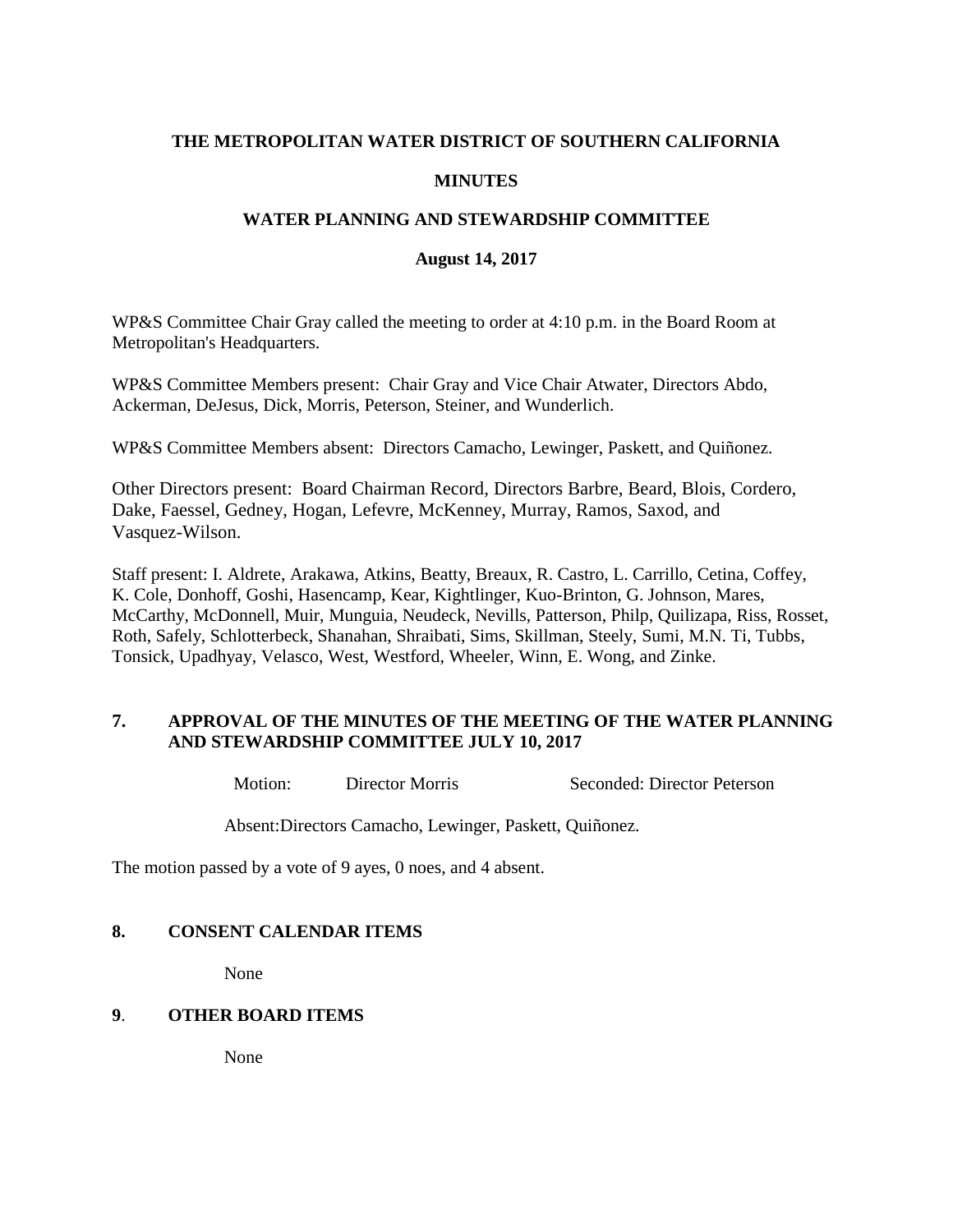**THE METROPOLITAN WATER DISTRICT OF SOUTHERN CALIFORNIA**

**MINUTES**

**WATER PLANNING AND STEWARDSHIP COMMITTEE**

**August 14, 2017**

WP&S Committee Chair Gray called the meeting to order at 4:10 p.m. in the Board Room at Metropolitan's Headquarters.

WP&S Committee Members present: Chair Gray and Vice Chair Atwater, Directors Abdo, Ackerman, DeJesus, Dick, Morris, Peterson, Steiner, and Wunderlich.

WP&S Committee Members absent: Directors Camacho, Lewinger, Paskett, and Quiñonez.

Other Directors present: Board Chairman Record, Directors Barbre, Beard, Blois, Cordero, Dake, Faessel, Gedney, Hogan, Lefevre, McKenney, Murray, Ramos, Saxod, and Vasquez-Wilson.

Staff present: I. Aldrete, Arakawa, Atkins, Beatty, Breaux, R. Castro, L. Carrillo, Cetina, Coffey, K. Cole, Donhoff, Goshi, Hasencamp, Kear, Kightlinger, Kuo-Brinton, G. Johnson, Mares, McCarthy, McDonnell, Muir, Munguia, Neudeck, Nevills, Patterson, Philp, Quilizapa, Riss, Rosset, Roth, Safely, Schlotterbeck, Shanahan, Shraibati, Sims, Skillman, Steely, Sumi, M.N. Ti, Tubbs, Tonsick, Upadhyay, Velasco, West, Westford, Wheeler, Winn, E. Wong, and Zinke.

## 7. APPROVAL OF THE MINUTES OF THE MEETING OF THE WATER PLANNING AND STEWARDSHIP COMMITTEE JULY 10, 2017

Motion: Director Morris Seconded: Director Peterson

Absent: Directors Camacho, Lewinger, Paskett, Quiñonez.

The motion passed by a vote of 9 ayes, 0 noes, and 4 absent.

## 8. CONSENT CALENDAR ITEMS

None

## 9. OTHER BOARD ITEMS

None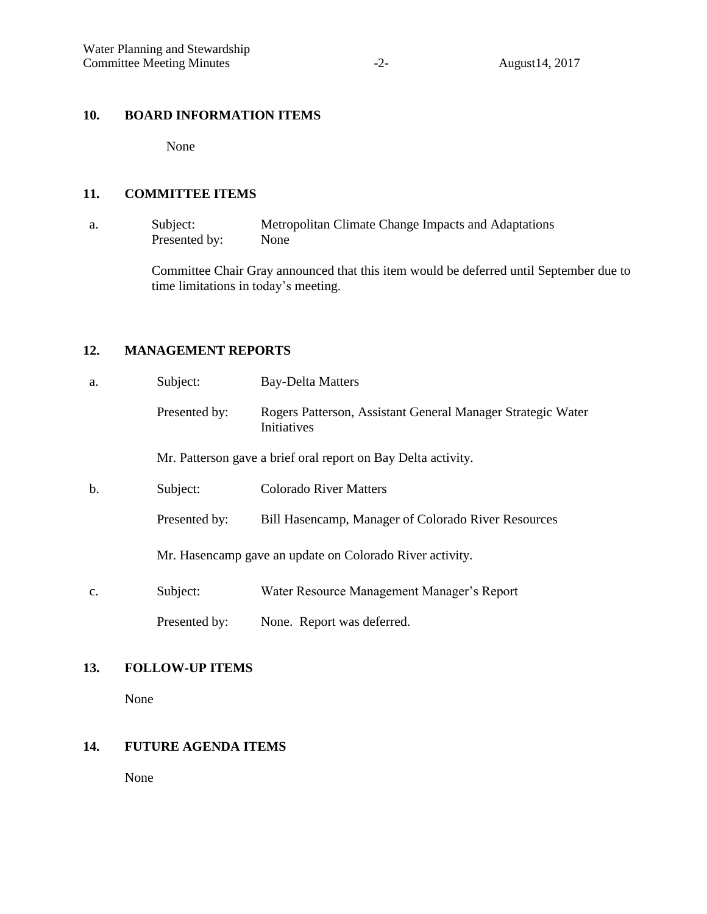## 10. BOARD INFORMATION ITEMS

None

## 11. COMMITTEE ITEMS

a. Subject: Metropolitan Climate Change Impacts and Adaptations
Presented by: None

Committee Chair Gray announced that this item would be deferred until September due to time limitations in today's meeting.

## 12. MANAGEMENT REPORTS

a. Subject: Bay-Delta Matters

Presented by: Rogers Patterson, Assistant General Manager Strategic Water Initiatives

Mr. Patterson gave a brief oral report on Bay Delta activity.

b. Subject: Colorado River Matters

Presented by: Bill Hasencamp, Manager of Colorado River Resources

Mr. Hasencamp gave an update on Colorado River activity.

c. Subject: Water Resource Management Manager's Report

Presented by: None. Report was deferred.

## 13. FOLLOW-UP ITEMS

None

## 14. FUTURE AGENDA ITEMS

None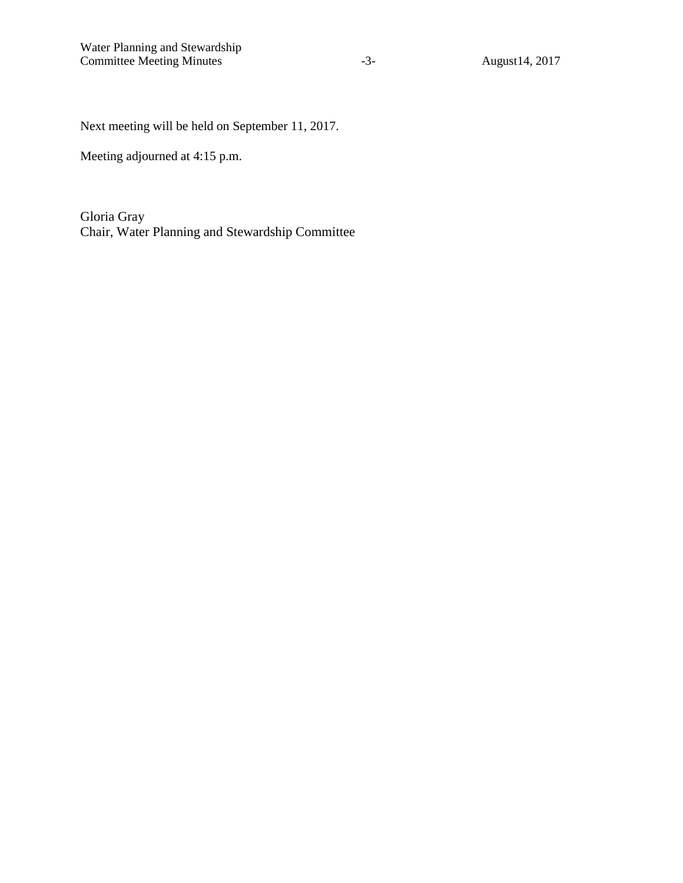Next meeting will be held on September 11, 2017.

Meeting adjourned at 4:15 p.m.

Gloria Gray
Chair, Water Planning and Stewardship Committee